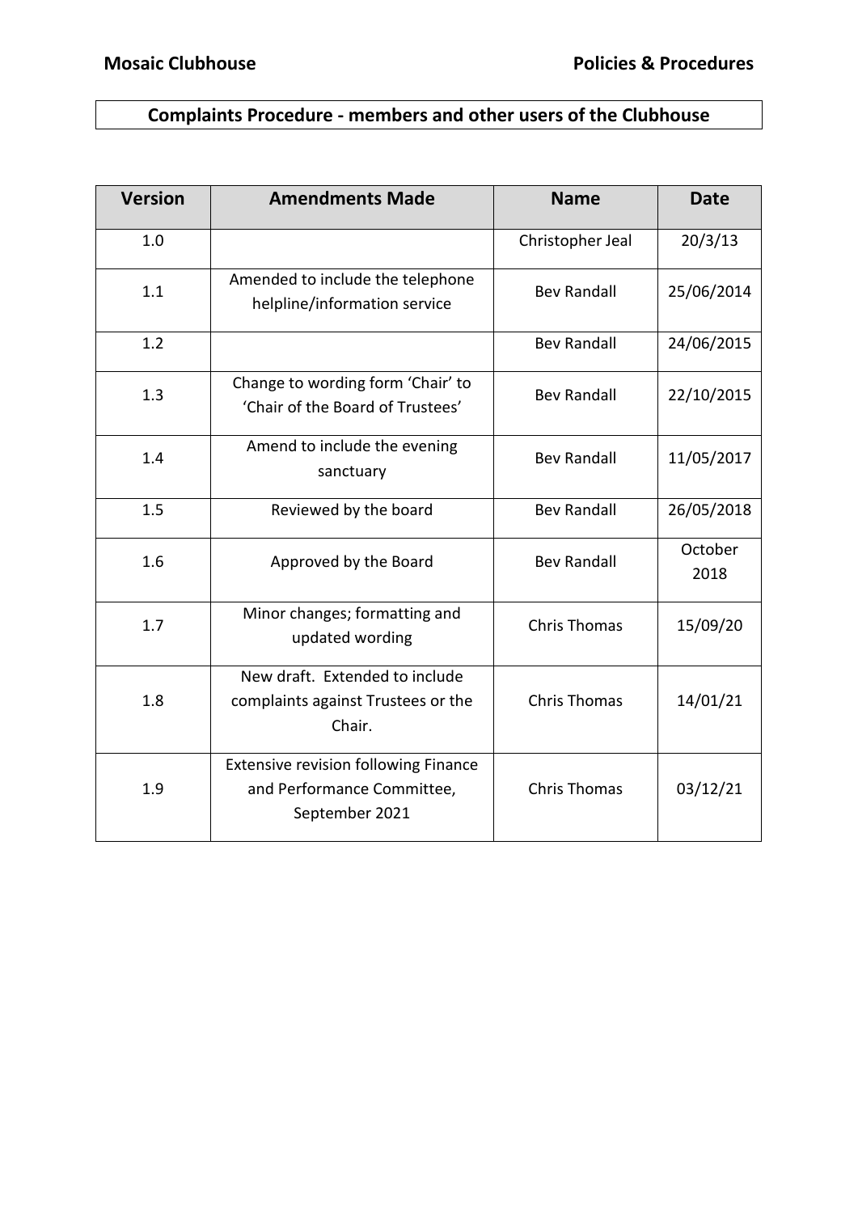**Mosaic Clubhouse** **Policies & Procedures**

# Complaints Procedure - members and other users of the Clubhouse

| Version | Amendments Made | Name | Date |
|---|---|---|---|
| 1.0 | | Christopher Jeal | 20/3/13 |
| 1.1 | Amended to include the telephone helpline/information service | Bev Randall | 25/06/2014 |
| 1.2 | | Bev Randall | 24/06/2015 |
| 1.3 | Change to wording form 'Chair' to 'Chair of the Board of Trustees' | Bev Randall | 22/10/2015 |
| 1.4 | Amend to include the evening sanctuary | Bev Randall | 11/05/2017 |
| 1.5 | Reviewed by the board | Bev Randall | 26/05/2018 |
| 1.6 | Approved by the Board | Bev Randall | October 2018 |
| 1.7 | Minor changes; formatting and updated wording | Chris Thomas | 15/09/20 |
| 1.8 | New draft. Extended to include complaints against Trustees or the Chair. | Chris Thomas | 14/01/21 |
| 1.9 | Extensive revision following Finance and Performance Committee, September 2021 | Chris Thomas | 03/12/21 |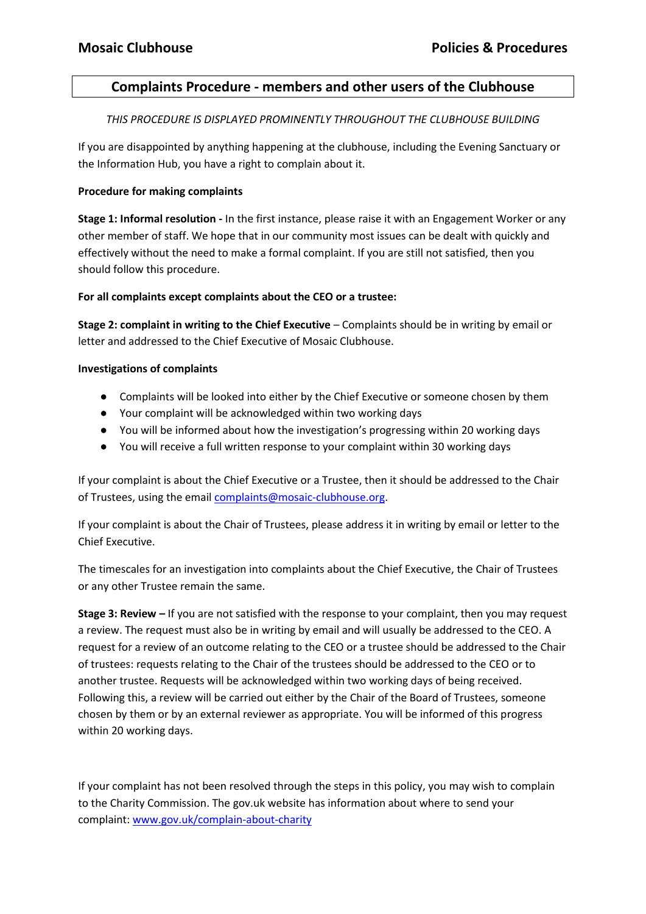## Complaints Procedure - members and other users of the Clubhouse

*THIS PROCEDURE IS DISPLAYED PROMINENTLY THROUGHOUT THE CLUBHOUSE BUILDING*

If you are disappointed by anything happening at the clubhouse, including the Evening Sanctuary or the Information Hub, you have a right to complain about it.

**Procedure for making complaints**

**Stage 1: Informal resolution -** In the first instance, please raise it with an Engagement Worker or any other member of staff. We hope that in our community most issues can be dealt with quickly and effectively without the need to make a formal complaint. If you are still not satisfied, then you should follow this procedure.

**For all complaints except complaints about the CEO or a trustee:**

**Stage 2: complaint in writing to the Chief Executive** – Complaints should be in writing by email or letter and addressed to the Chief Executive of Mosaic Clubhouse.

**Investigations of complaints**

- Complaints will be looked into either by the Chief Executive or someone chosen by them
- Your complaint will be acknowledged within two working days
- You will be informed about how the investigation's progressing within 20 working days
- You will receive a full written response to your complaint within 30 working days

If your complaint is about the Chief Executive or a Trustee, then it should be addressed to the Chair of Trustees, using the email complaints@mosaic-clubhouse.org.

If your complaint is about the Chair of Trustees, please address it in writing by email or letter to the Chief Executive.

The timescales for an investigation into complaints about the Chief Executive, the Chair of Trustees or any other Trustee remain the same.

**Stage 3: Review –** If you are not satisfied with the response to your complaint, then you may request a review. The request must also be in writing by email and will usually be addressed to the CEO. A request for a review of an outcome relating to the CEO or a trustee should be addressed to the Chair of trustees: requests relating to the Chair of the trustees should be addressed to the CEO or to another trustee. Requests will be acknowledged within two working days of being received. Following this, a review will be carried out either by the Chair of the Board of Trustees, someone chosen by them or by an external reviewer as appropriate. You will be informed of this progress within 20 working days.

If your complaint has not been resolved through the steps in this policy, you may wish to complain to the Charity Commission. The gov.uk website has information about where to send your complaint: www.gov.uk/complain-about-charity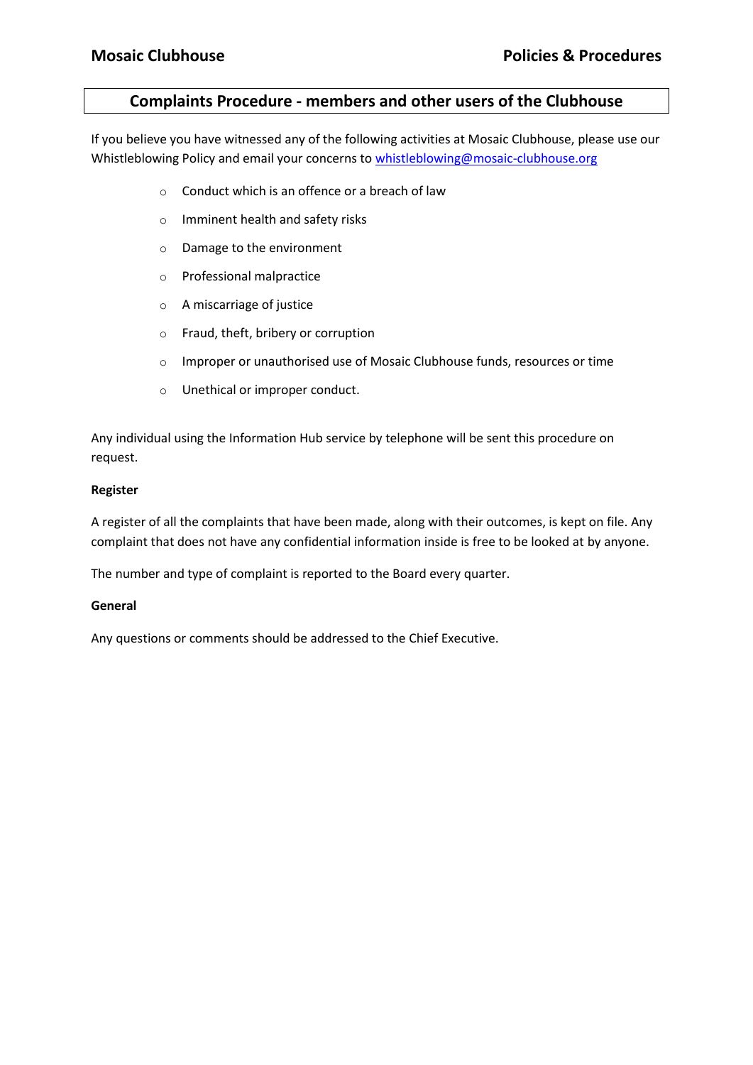## Complaints Procedure - members and other users of the Clubhouse

If you believe you have witnessed any of the following activities at Mosaic Clubhouse, please use our Whistleblowing Policy and email your concerns to whistleblowing@mosaic-clubhouse.org

- Conduct which is an offence or a breach of law
- Imminent health and safety risks
- Damage to the environment
- Professional malpractice
- A miscarriage of justice
- Fraud, theft, bribery or corruption
- Improper or unauthorised use of Mosaic Clubhouse funds, resources or time
- Unethical or improper conduct.

Any individual using the Information Hub service by telephone will be sent this procedure on request.

**Register**

A register of all the complaints that have been made, along with their outcomes, is kept on file. Any complaint that does not have any confidential information inside is free to be looked at by anyone.

The number and type of complaint is reported to the Board every quarter.

**General**

Any questions or comments should be addressed to the Chief Executive.